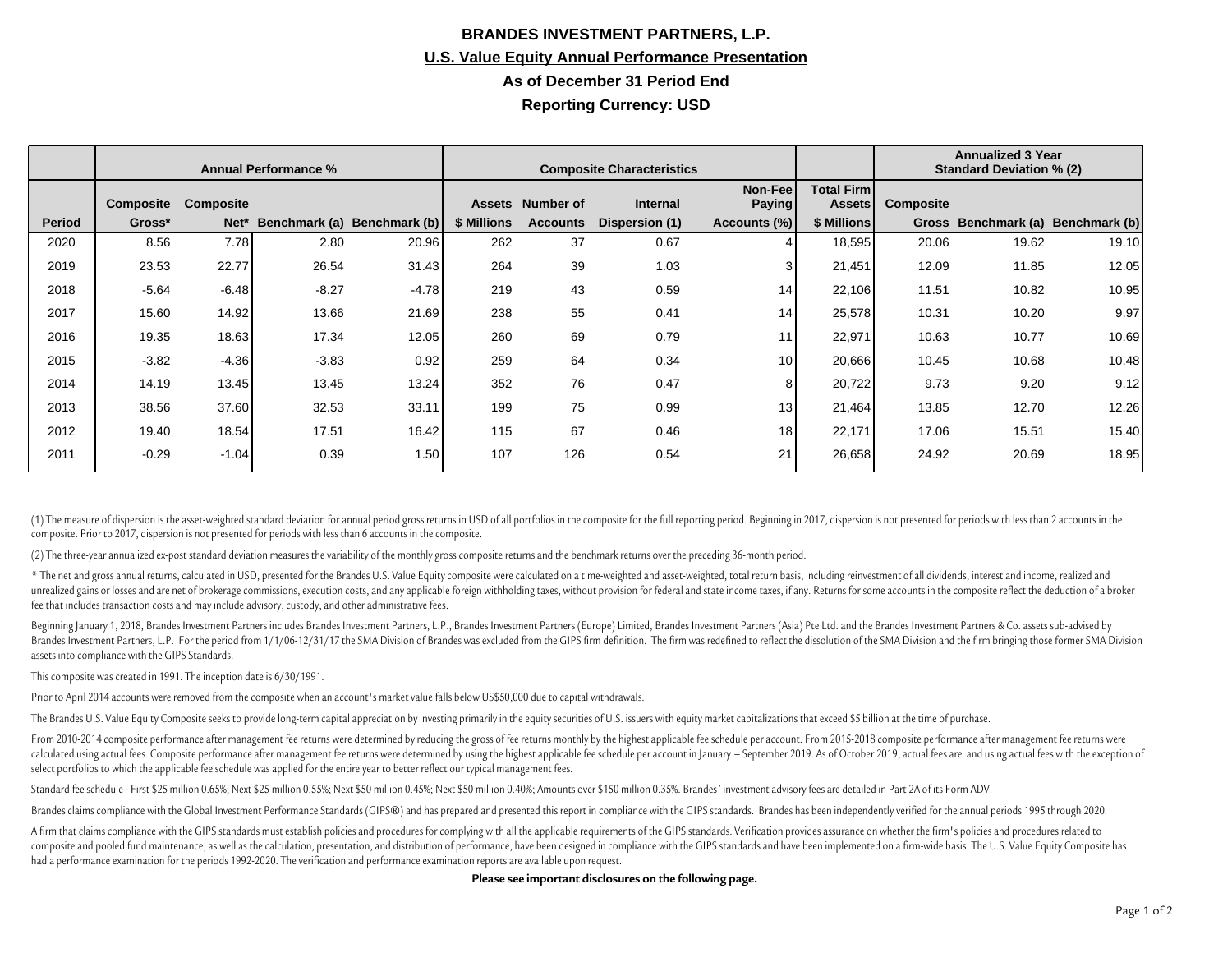# BRANDES INVESTMENT PARTNERS, L.P.

## U.S. Value Equity Annual Performance Presentation

### As of December 31 Period End

### Reporting Currency: USD

| | Annual Performance % | | | | Composite Characteristics | | | | | Annualized 3 Year Standard Deviation % (2) | | |
|---|---|---|---|---|---|---|---|---|---|---|---|---|
| Period | Composite Gross* | Composite Net* | Benchmark (a) | Benchmark (b) | Assets $ Millions | Number of Accounts | Internal Dispersion (1) | Non-Fee Paying Accounts (%) | Total Firm Assets $ Millions | Composite Gross | Benchmark (a) | Benchmark (b) |
| 2020 | 8.56 | 7.78 | 2.80 | 20.96 | 262 | 37 | 0.67 | 4 | 18,595 | 20.06 | 19.62 | 19.10 |
| 2019 | 23.53 | 22.77 | 26.54 | 31.43 | 264 | 39 | 1.03 | 3 | 21,451 | 12.09 | 11.85 | 12.05 |
| 2018 | -5.64 | -6.48 | -8.27 | -4.78 | 219 | 43 | 0.59 | 14 | 22,106 | 11.51 | 10.82 | 10.95 |
| 2017 | 15.60 | 14.92 | 13.66 | 21.69 | 238 | 55 | 0.41 | 14 | 25,578 | 10.31 | 10.20 | 9.97 |
| 2016 | 19.35 | 18.63 | 17.34 | 12.05 | 260 | 69 | 0.79 | 11 | 22,971 | 10.63 | 10.77 | 10.69 |
| 2015 | -3.82 | -4.36 | -3.83 | 0.92 | 259 | 64 | 0.34 | 10 | 20,666 | 10.45 | 10.68 | 10.48 |
| 2014 | 14.19 | 13.45 | 13.45 | 13.24 | 352 | 76 | 0.47 | 8 | 20,722 | 9.73 | 9.20 | 9.12 |
| 2013 | 38.56 | 37.60 | 32.53 | 33.11 | 199 | 75 | 0.99 | 13 | 21,464 | 13.85 | 12.70 | 12.26 |
| 2012 | 19.40 | 18.54 | 17.51 | 16.42 | 115 | 67 | 0.46 | 18 | 22,171 | 17.06 | 15.51 | 15.40 |
| 2011 | -0.29 | -1.04 | 0.39 | 1.50 | 107 | 126 | 0.54 | 21 | 26,658 | 24.92 | 20.69 | 18.95 |

(1) The measure of dispersion is the asset-weighted standard deviation for annual period gross returns in USD of all portfolios in the composite for the full reporting period. Beginning in 2017, dispersion is not presented for periods with less than 2 accounts in the composite. Prior to 2017, dispersion is not presented for periods with less than 6 accounts in the composite.

(2) The three-year annualized ex-post standard deviation measures the variability of the monthly gross composite returns and the benchmark returns over the preceding 36-month period.

* The net and gross annual returns, calculated in USD, presented for the Brandes U.S. Value Equity composite were calculated on a time-weighted and asset-weighted, total return basis, including reinvestment of all dividends, interest and income, realized and unrealized gains or losses and are net of brokerage commissions, execution costs, and any applicable foreign withholding taxes, without provision for federal and state income taxes, if any. Returns for some accounts in the composite reflect the deduction of a broker fee that includes transaction costs and may include advisory, custody, and other administrative fees.

Beginning January 1, 2018, Brandes Investment Partners includes Brandes Investment Partners, L.P., Brandes Investment Partners (Europe) Limited, Brandes Investment Partners (Asia) Pte Ltd. and the Brandes Investment Partners & Co. assets sub-advised by Brandes Investment Partners, L.P. For the period from 1/1/06-12/31/17 the SMA Division of Brandes was excluded from the GIPS firm definition. The firm was redefined to reflect the dissolution of the SMA Division and the firm bringing those former SMA Division assets into compliance with the GIPS Standards.

This composite was created in 1991. The inception date is 6/30/1991.

Prior to April 2014 accounts were removed from the composite when an account's market value falls below US$50,000 due to capital withdrawals.

The Brandes U.S. Value Equity Composite seeks to provide long-term capital appreciation by investing primarily in the equity securities of U.S. issuers with equity market capitalizations that exceed $5 billion at the time of purchase.

From 2010-2014 composite performance after management fee returns were determined by reducing the gross of fee returns monthly by the highest applicable fee schedule per account. From 2015-2018 composite performance after management fee returns were calculated using actual fees. Composite performance after management fee returns were determined by using the highest applicable fee schedule per account in January – September 2019. As of October 2019, actual fees are and using actual fees with the exception of select portfolios to which the applicable fee schedule was applied for the entire year to better reflect our typical management fees.

Standard fee schedule - First $25 million 0.65%; Next $25 million 0.55%; Next $50 million 0.45%; Next $50 million 0.40%; Amounts over $150 million 0.35%. Brandes' investment advisory fees are detailed in Part 2A of its Form ADV.

Brandes claims compliance with the Global Investment Performance Standards (GIPS®) and has prepared and presented this report in compliance with the GIPS standards. Brandes has been independently verified for the annual periods 1995 through 2020.

A firm that claims compliance with the GIPS standards must establish policies and procedures for complying with all the applicable requirements of the GIPS standards. Verification provides assurance on whether the firm's policies and procedures related to composite and pooled fund maintenance, as well as the calculation, presentation, and distribution of performance, have been designed in compliance with the GIPS standards and have been implemented on a firm-wide basis. The U.S. Value Equity Composite has had a performance examination for the periods 1992-2020. The verification and performance examination reports are available upon request.

**Please see important disclosures on the following page.**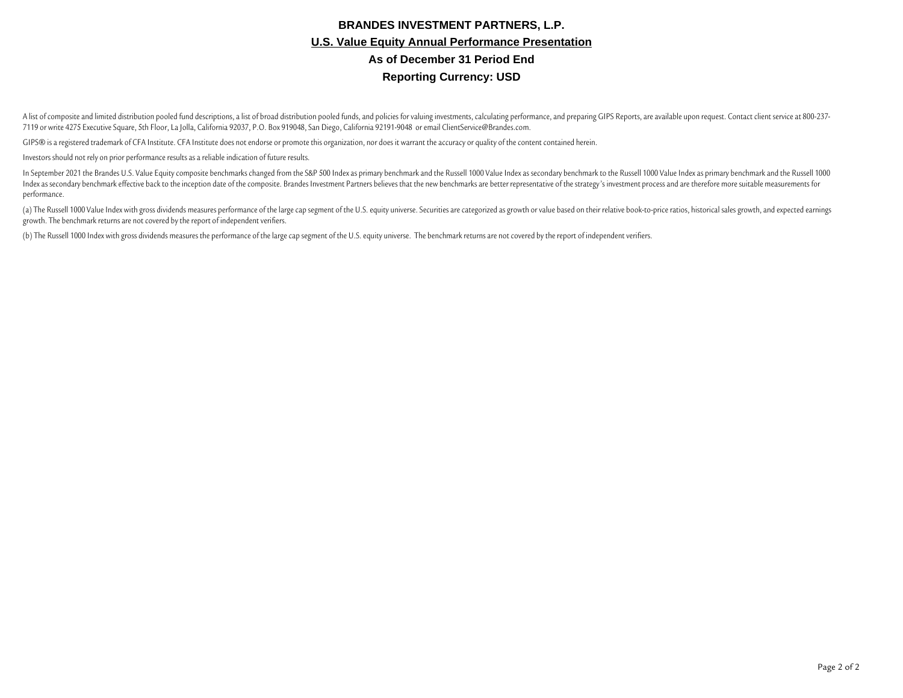**BRANDES INVESTMENT PARTNERS, L.P.**

**U.S. Value Equity Annual Performance Presentation**

**As of December 31 Period End**

**Reporting Currency: USD**

A list of composite and limited distribution pooled fund descriptions, a list of broad distribution pooled funds, and policies for valuing investments, calculating performance, and preparing GIPS Reports, are available upon request. Contact client service at 800-237-7119 or write 4275 Executive Square, 5th Floor, La Jolla, California 92037, P.O. Box 919048, San Diego, California 92191-9048 or email ClientService@Brandes.com.

GIPS® is a registered trademark of CFA Institute. CFA Institute does not endorse or promote this organization, nor does it warrant the accuracy or quality of the content contained herein.

Investors should not rely on prior performance results as a reliable indication of future results.

In September 2021 the Brandes U.S. Value Equity composite benchmarks changed from the S&P 500 Index as primary benchmark and the Russell 1000 Value Index as secondary benchmark to the Russell 1000 Value Index as primary benchmark and the Russell 1000 Index as secondary benchmark effective back to the inception date of the composite. Brandes Investment Partners believes that the new benchmarks are better representative of the strategy's investment process and are therefore more suitable measurements for performance.

(a) The Russell 1000 Value Index with gross dividends measures performance of the large cap segment of the U.S. equity universe. Securities are categorized as growth or value based on their relative book-to-price ratios, historical sales growth, and expected earnings growth. The benchmark returns are not covered by the report of independent verifiers.

(b) The Russell 1000 Index with gross dividends measures the performance of the large cap segment of the U.S. equity universe. The benchmark returns are not covered by the report of independent verifiers.